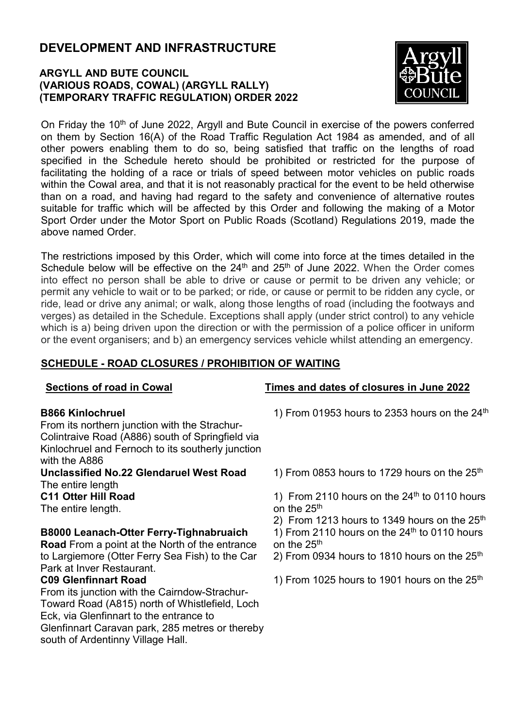# DEVELOPMENT AND INFRASTRUCTURE

**ARGYLL AND BUTE COUNCIL**
**(VARIOUS ROADS, COWAL) (ARGYLL RALLY)**
**(TEMPORARY TRAFFIC REGULATION) ORDER 2022**

On Friday the 10th of June 2022, Argyll and Bute Council in exercise of the powers conferred on them by Section 16(A) of the Road Traffic Regulation Act 1984 as amended, and of all other powers enabling them to do so, being satisfied that traffic on the lengths of road specified in the Schedule hereto should be prohibited or restricted for the purpose of facilitating the holding of a race or trials of speed between motor vehicles on public roads within the Cowal area, and that it is not reasonably practical for the event to be held otherwise than on a road, and having had regard to the safety and convenience of alternative routes suitable for traffic which will be affected by this Order and following the making of a Motor Sport Order under the Motor Sport on Public Roads (Scotland) Regulations 2019, made the above named Order.

The restrictions imposed by this Order, which will come into force at the times detailed in the Schedule below will be effective on the 24th and 25th of June 2022. When the Order comes into effect no person shall be able to drive or cause or permit to be driven any vehicle; or permit any vehicle to wait or to be parked; or ride, or cause or permit to be ridden any cycle, or ride, lead or drive any animal; or walk, along those lengths of road (including the footways and verges) as detailed in the Schedule. Exceptions shall apply (under strict control) to any vehicle which is a) being driven upon the direction or with the permission of a police officer in uniform or the event organisers; and b) an emergency services vehicle whilst attending an emergency.

## SCHEDULE - ROAD CLOSURES / PROHIBITION OF WAITING

| Sections of road in Cowal | Times and dates of closures in June 2022 |
|---|---|
| **B866 Kinlochruel** From its northern junction with the Strachur-Colintraive Road (A886) south of Springfield via Kinlochruel and Fernoch to its southerly junction with the A886 | 1) From 01953 hours to 2353 hours on the 24th |
| **Unclassified No.22 Glendaruel West Road** The entire length | 1) From 0853 hours to 1729 hours on the 25th |
| **C11 Otter Hill Road** The entire length. | 1) From 2110 hours on the 24th to 0110 hours on the 25th<br>2) From 1213 hours to 1349 hours on the 25th |
| **B8000 Leanach-Otter Ferry-Tighnabruaich Road** From a point at the North of the entrance to Largiemore (Otter Ferry Sea Fish) to the Car Park at Inver Restaurant. | 1) From 2110 hours on the 24th to 0110 hours on the 25th<br>2) From 0934 hours to 1810 hours on the 25th |
| **C09 Glenfinnart Road** From its junction with the Cairndow-Strachur-Toward Road (A815) north of Whistlefield, Loch Eck, via Glenfinnart to the entrance to Glenfinnart Caravan park, 285 metres or thereby south of Ardentinny Village Hall. | 1) From 1025 hours to 1901 hours on the 25th |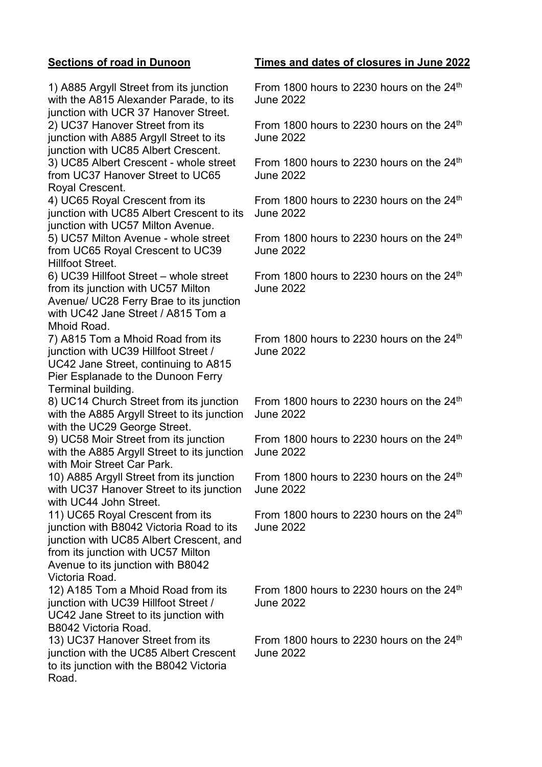| Sections of road in Dunoon | Times and dates of closures in June 2022 |
| --- | --- |
| 1) A885 Argyll Street from its junction with the A815 Alexander Parade, to its junction with UCR 37 Hanover Street. | From 1800 hours to 2230 hours on the 24th June 2022 |
| 2) UC37 Hanover Street from its junction with A885 Argyll Street to its junction with UC85 Albert Crescent. | From 1800 hours to 2230 hours on the 24th June 2022 |
| 3) UC85 Albert Crescent - whole street from UC37 Hanover Street to UC65 Royal Crescent. | From 1800 hours to 2230 hours on the 24th June 2022 |
| 4) UC65 Royal Crescent from its junction with UC85 Albert Crescent to its junction with UC57 Milton Avenue. | From 1800 hours to 2230 hours on the 24th June 2022 |
| 5) UC57 Milton Avenue - whole street from UC65 Royal Crescent to UC39 Hillfoot Street. | From 1800 hours to 2230 hours on the 24th June 2022 |
| 6) UC39 Hillfoot Street – whole street from its junction with UC57 Milton Avenue/ UC28 Ferry Brae to its junction with UC42 Jane Street / A815 Tom a Mhoid Road. | From 1800 hours to 2230 hours on the 24th June 2022 |
| 7) A815 Tom a Mhoid Road from its junction with UC39 Hillfoot Street / UC42 Jane Street, continuing to A815 Pier Esplanade to the Dunoon Ferry Terminal building. | From 1800 hours to 2230 hours on the 24th June 2022 |
| 8) UC14 Church Street from its junction with the A885 Argyll Street to its junction with the UC29 George Street. | From 1800 hours to 2230 hours on the 24th June 2022 |
| 9) UC58 Moir Street from its junction with the A885 Argyll Street to its junction with Moir Street Car Park. | From 1800 hours to 2230 hours on the 24th June 2022 |
| 10) A885 Argyll Street from its junction with UC37 Hanover Street to its junction with UC44 John Street. | From 1800 hours to 2230 hours on the 24th June 2022 |
| 11) UC65 Royal Crescent from its junction with B8042 Victoria Road to its junction with UC85 Albert Crescent, and from its junction with UC57 Milton Avenue to its junction with B8042 Victoria Road. | From 1800 hours to 2230 hours on the 24th June 2022 |
| 12) A185 Tom a Mhoid Road from its junction with UC39 Hillfoot Street / UC42 Jane Street to its junction with B8042 Victoria Road. | From 1800 hours to 2230 hours on the 24th June 2022 |
| 13) UC37 Hanover Street from its junction with the UC85 Albert Crescent to its junction with the B8042 Victoria Road. | From 1800 hours to 2230 hours on the 24th June 2022 |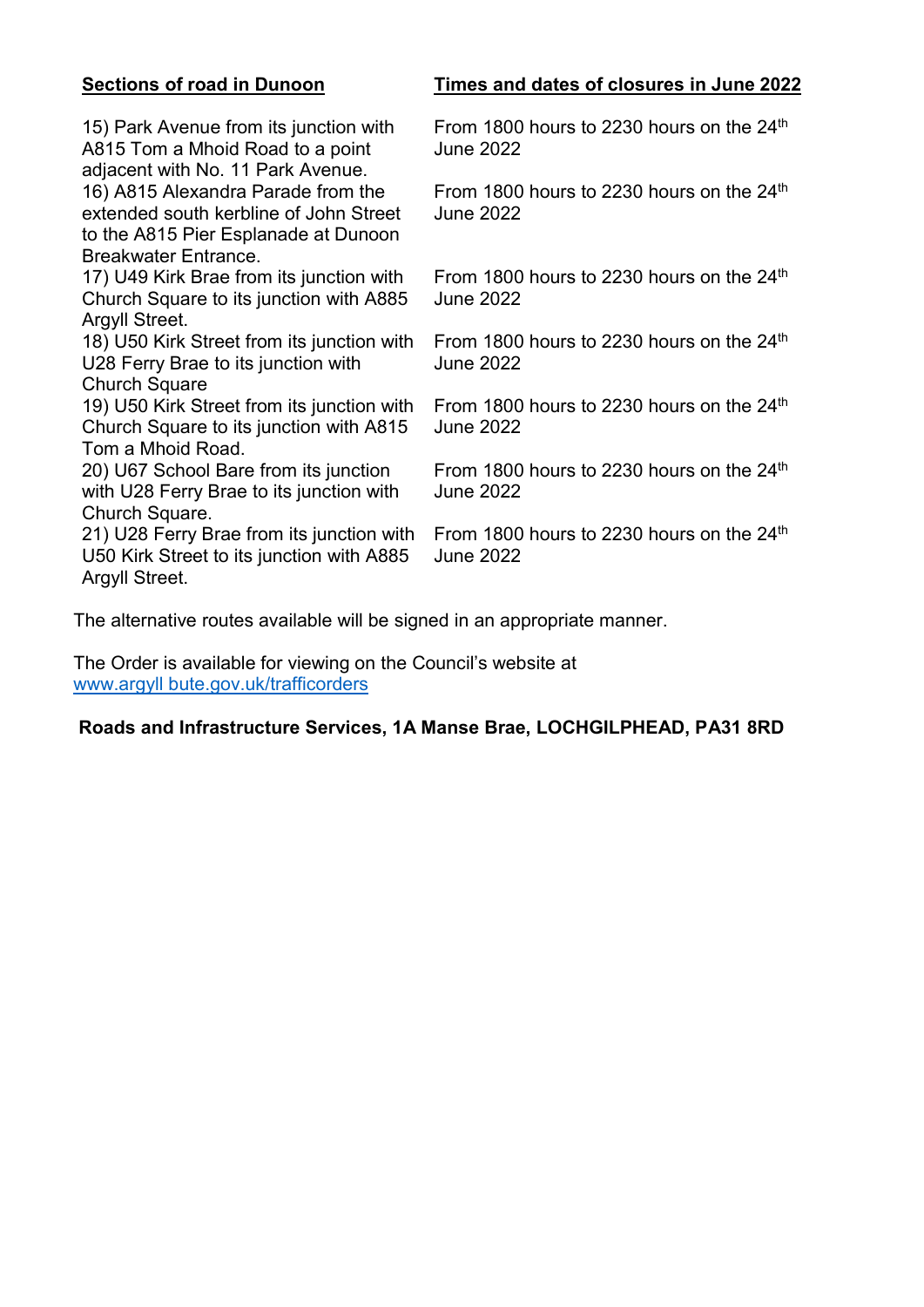| Sections of road in Dunoon | Times and dates of closures in June 2022 |
| --- | --- |
| 15) Park Avenue from its junction with A815 Tom a Mhoid Road to a point adjacent with No. 11 Park Avenue. | From 1800 hours to 2230 hours on the 24th June 2022 |
| 16) A815 Alexandra Parade from the extended south kerbline of John Street to the A815 Pier Esplanade at Dunoon Breakwater Entrance. | From 1800 hours to 2230 hours on the 24th June 2022 |
| 17) U49 Kirk Brae from its junction with Church Square to its junction with A885 Argyll Street. | From 1800 hours to 2230 hours on the 24th June 2022 |
| 18) U50 Kirk Street from its junction with U28 Ferry Brae to its junction with Church Square | From 1800 hours to 2230 hours on the 24th June 2022 |
| 19) U50 Kirk Street from its junction with Church Square to its junction with A815 Tom a Mhoid Road. | From 1800 hours to 2230 hours on the 24th June 2022 |
| 20) U67 School Bare from its junction with U28 Ferry Brae to its junction with Church Square. | From 1800 hours to 2230 hours on the 24th June 2022 |
| 21) U28 Ferry Brae from its junction with U50 Kirk Street to its junction with A885 Argyll Street. | From 1800 hours to 2230 hours on the 24th June 2022 |

The alternative routes available will be signed in an appropriate manner.

The Order is available for viewing on the Council's website at [www.argyll bute.gov.uk/trafficorders](www.argyll bute.gov.uk/trafficorders)

**Roads and Infrastructure Services, 1A Manse Brae, LOCHGILPHEAD, PA31 8RD**